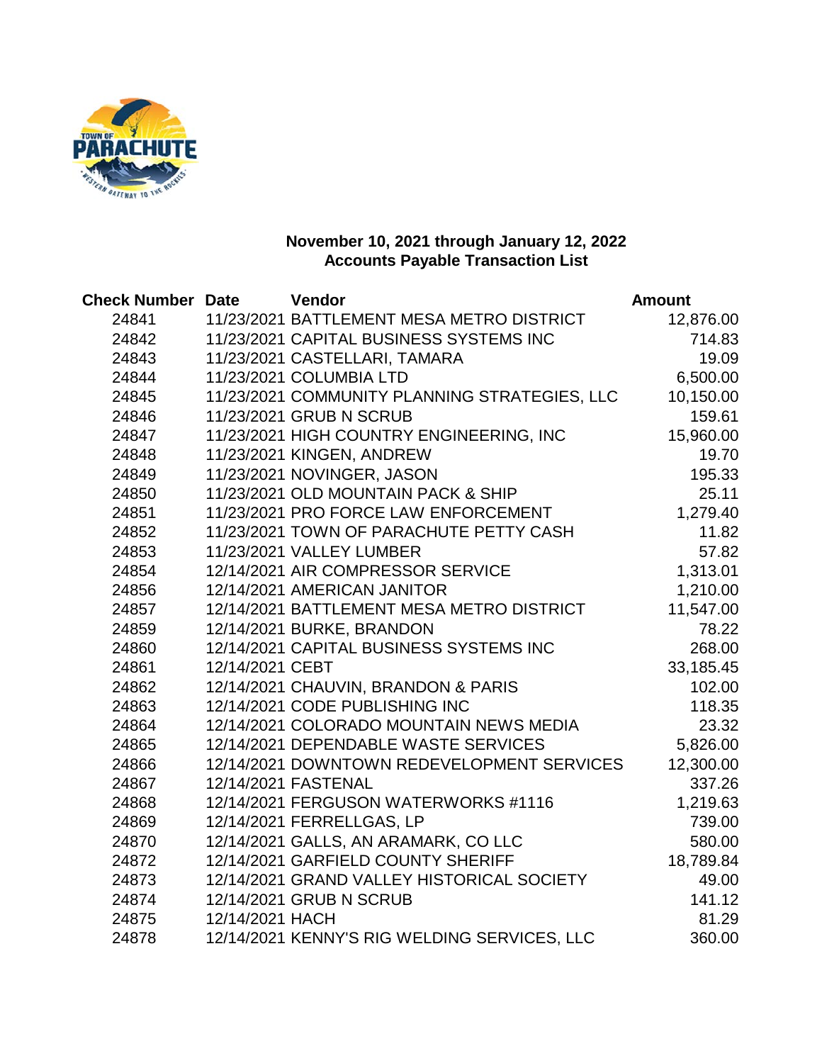**November 10, 2021 through January 12, 2022**
**Accounts Payable Transaction List**

| Check Number | Date | Vendor | Amount |
|---|---|---|---|
| 24841 | 11/23/2021 | BATTLEMENT MESA METRO DISTRICT | 12,876.00 |
| 24842 | 11/23/2021 | CAPITAL BUSINESS SYSTEMS INC | 714.83 |
| 24843 | 11/23/2021 | CASTELLARI, TAMARA | 19.09 |
| 24844 | 11/23/2021 | COLUMBIA LTD | 6,500.00 |
| 24845 | 11/23/2021 | COMMUNITY PLANNING STRATEGIES, LLC | 10,150.00 |
| 24846 | 11/23/2021 | GRUB N SCRUB | 159.61 |
| 24847 | 11/23/2021 | HIGH COUNTRY ENGINEERING, INC | 15,960.00 |
| 24848 | 11/23/2021 | KINGEN, ANDREW | 19.70 |
| 24849 | 11/23/2021 | NOVINGER, JASON | 195.33 |
| 24850 | 11/23/2021 | OLD MOUNTAIN PACK & SHIP | 25.11 |
| 24851 | 11/23/2021 | PRO FORCE LAW ENFORCEMENT | 1,279.40 |
| 24852 | 11/23/2021 | TOWN OF PARACHUTE PETTY CASH | 11.82 |
| 24853 | 11/23/2021 | VALLEY LUMBER | 57.82 |
| 24854 | 12/14/2021 | AIR COMPRESSOR SERVICE | 1,313.01 |
| 24856 | 12/14/2021 | AMERICAN JANITOR | 1,210.00 |
| 24857 | 12/14/2021 | BATTLEMENT MESA METRO DISTRICT | 11,547.00 |
| 24859 | 12/14/2021 | BURKE, BRANDON | 78.22 |
| 24860 | 12/14/2021 | CAPITAL BUSINESS SYSTEMS INC | 268.00 |
| 24861 | 12/14/2021 | CEBT | 33,185.45 |
| 24862 | 12/14/2021 | CHAUVIN, BRANDON & PARIS | 102.00 |
| 24863 | 12/14/2021 | CODE PUBLISHING INC | 118.35 |
| 24864 | 12/14/2021 | COLORADO MOUNTAIN NEWS MEDIA | 23.32 |
| 24865 | 12/14/2021 | DEPENDABLE WASTE SERVICES | 5,826.00 |
| 24866 | 12/14/2021 | DOWNTOWN REDEVELOPMENT SERVICES | 12,300.00 |
| 24867 | 12/14/2021 | FASTENAL | 337.26 |
| 24868 | 12/14/2021 | FERGUSON WATERWORKS #1116 | 1,219.63 |
| 24869 | 12/14/2021 | FERRELLGAS, LP | 739.00 |
| 24870 | 12/14/2021 | GALLS, AN ARAMARK, CO LLC | 580.00 |
| 24872 | 12/14/2021 | GARFIELD COUNTY SHERIFF | 18,789.84 |
| 24873 | 12/14/2021 | GRAND VALLEY HISTORICAL SOCIETY | 49.00 |
| 24874 | 12/14/2021 | GRUB N SCRUB | 141.12 |
| 24875 | 12/14/2021 | HACH | 81.29 |
| 24878 | 12/14/2021 | KENNY'S RIG WELDING SERVICES, LLC | 360.00 |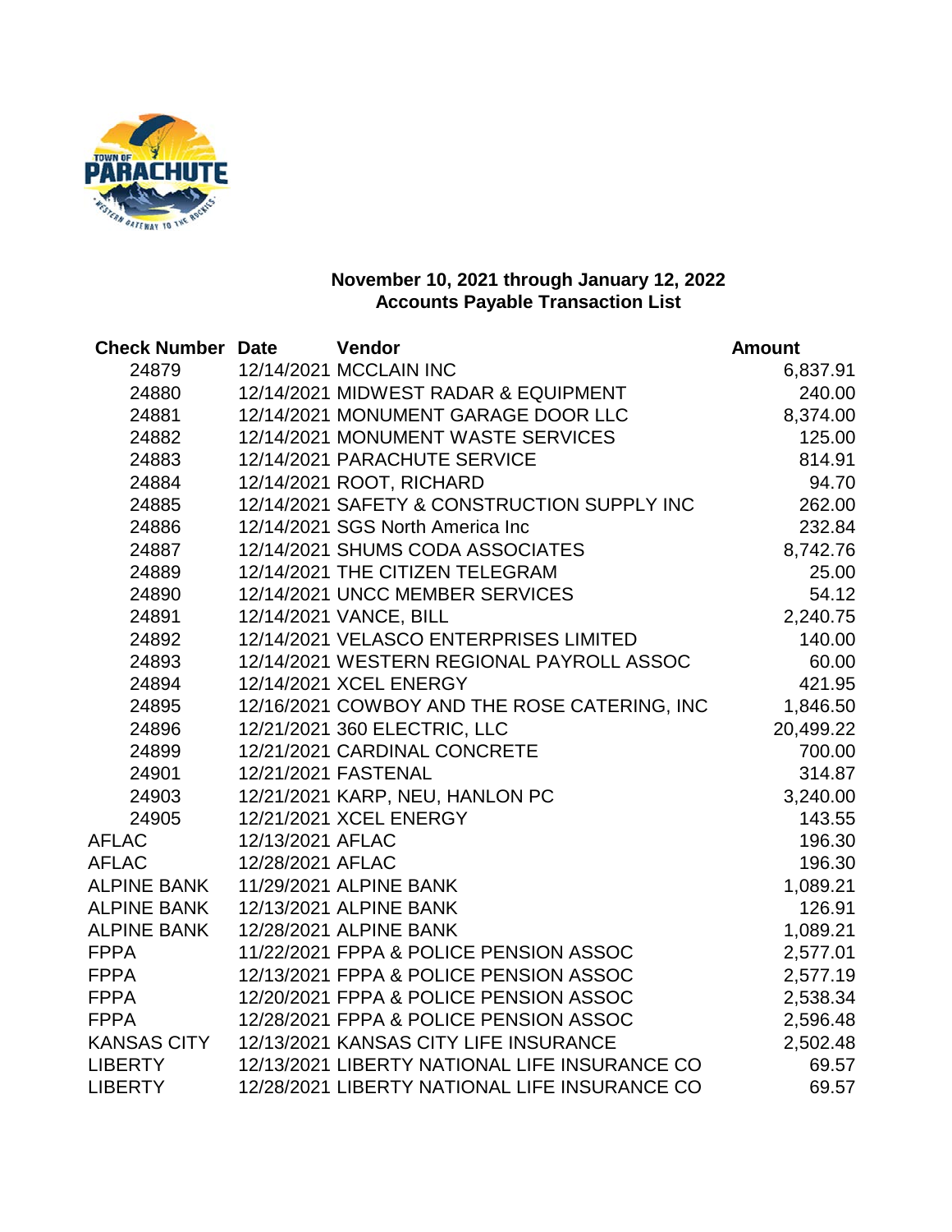**November 10, 2021 through January 12, 2022**
**Accounts Payable Transaction List**

| Check Number | Date | Vendor | Amount |
|---|---|---|---|
| 24879 | 12/14/2021 | MCCLAIN INC | 6,837.91 |
| 24880 | 12/14/2021 | MIDWEST RADAR & EQUIPMENT | 240.00 |
| 24881 | 12/14/2021 | MONUMENT GARAGE DOOR LLC | 8,374.00 |
| 24882 | 12/14/2021 | MONUMENT WASTE SERVICES | 125.00 |
| 24883 | 12/14/2021 | PARACHUTE SERVICE | 814.91 |
| 24884 | 12/14/2021 | ROOT, RICHARD | 94.70 |
| 24885 | 12/14/2021 | SAFETY & CONSTRUCTION SUPPLY INC | 262.00 |
| 24886 | 12/14/2021 | SGS North America Inc | 232.84 |
| 24887 | 12/14/2021 | SHUMS CODA ASSOCIATES | 8,742.76 |
| 24889 | 12/14/2021 | THE CITIZEN TELEGRAM | 25.00 |
| 24890 | 12/14/2021 | UNCC MEMBER SERVICES | 54.12 |
| 24891 | 12/14/2021 | VANCE, BILL | 2,240.75 |
| 24892 | 12/14/2021 | VELASCO ENTERPRISES LIMITED | 140.00 |
| 24893 | 12/14/2021 | WESTERN REGIONAL PAYROLL ASSOC | 60.00 |
| 24894 | 12/14/2021 | XCEL ENERGY | 421.95 |
| 24895 | 12/16/2021 | COWBOY AND THE ROSE CATERING, INC | 1,846.50 |
| 24896 | 12/21/2021 | 360 ELECTRIC, LLC | 20,499.22 |
| 24899 | 12/21/2021 | CARDINAL CONCRETE | 700.00 |
| 24901 | 12/21/2021 | FASTENAL | 314.87 |
| 24903 | 12/21/2021 | KARP, NEU, HANLON PC | 3,240.00 |
| 24905 | 12/21/2021 | XCEL ENERGY | 143.55 |
| AFLAC | 12/13/2021 | AFLAC | 196.30 |
| AFLAC | 12/28/2021 | AFLAC | 196.30 |
| ALPINE BANK | 11/29/2021 | ALPINE BANK | 1,089.21 |
| ALPINE BANK | 12/13/2021 | ALPINE BANK | 126.91 |
| ALPINE BANK | 12/28/2021 | ALPINE BANK | 1,089.21 |
| FPPA | 11/22/2021 | FPPA & POLICE PENSION ASSOC | 2,577.01 |
| FPPA | 12/13/2021 | FPPA & POLICE PENSION ASSOC | 2,577.19 |
| FPPA | 12/20/2021 | FPPA & POLICE PENSION ASSOC | 2,538.34 |
| FPPA | 12/28/2021 | FPPA & POLICE PENSION ASSOC | 2,596.48 |
| KANSAS CITY | 12/13/2021 | KANSAS CITY LIFE INSURANCE | 2,502.48 |
| LIBERTY | 12/13/2021 | LIBERTY NATIONAL LIFE INSURANCE CO | 69.57 |
| LIBERTY | 12/28/2021 | LIBERTY NATIONAL LIFE INSURANCE CO | 69.57 |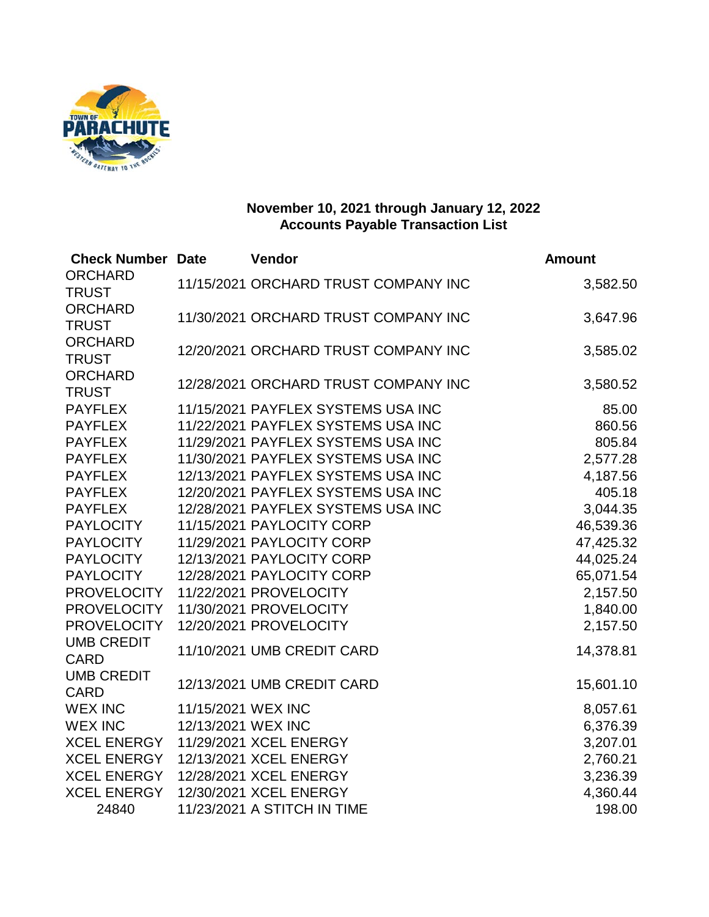**November 10, 2021 through January 12, 2022**
**Accounts Payable Transaction List**

| Check Number | Date | Vendor | Amount |
|---|---|---|---|
| ORCHARD TRUST | 11/15/2021 | ORCHARD TRUST COMPANY INC | 3,582.50 |
| ORCHARD TRUST | 11/30/2021 | ORCHARD TRUST COMPANY INC | 3,647.96 |
| ORCHARD TRUST | 12/20/2021 | ORCHARD TRUST COMPANY INC | 3,585.02 |
| ORCHARD TRUST | 12/28/2021 | ORCHARD TRUST COMPANY INC | 3,580.52 |
| PAYFLEX | 11/15/2021 | PAYFLEX SYSTEMS USA INC | 85.00 |
| PAYFLEX | 11/22/2021 | PAYFLEX SYSTEMS USA INC | 860.56 |
| PAYFLEX | 11/29/2021 | PAYFLEX SYSTEMS USA INC | 805.84 |
| PAYFLEX | 11/30/2021 | PAYFLEX SYSTEMS USA INC | 2,577.28 |
| PAYFLEX | 12/13/2021 | PAYFLEX SYSTEMS USA INC | 4,187.56 |
| PAYFLEX | 12/20/2021 | PAYFLEX SYSTEMS USA INC | 405.18 |
| PAYFLEX | 12/28/2021 | PAYFLEX SYSTEMS USA INC | 3,044.35 |
| PAYLOCITY | 11/15/2021 | PAYLOCITY CORP | 46,539.36 |
| PAYLOCITY | 11/29/2021 | PAYLOCITY CORP | 47,425.32 |
| PAYLOCITY | 12/13/2021 | PAYLOCITY CORP | 44,025.24 |
| PAYLOCITY | 12/28/2021 | PAYLOCITY CORP | 65,071.54 |
| PROVELOCITY | 11/22/2021 | PROVELOCITY | 2,157.50 |
| PROVELOCITY | 11/30/2021 | PROVELOCITY | 1,840.00 |
| PROVELOCITY | 12/20/2021 | PROVELOCITY | 2,157.50 |
| UMB CREDIT CARD | 11/10/2021 | UMB CREDIT CARD | 14,378.81 |
| UMB CREDIT CARD | 12/13/2021 | UMB CREDIT CARD | 15,601.10 |
| WEX INC | 11/15/2021 | WEX INC | 8,057.61 |
| WEX INC | 12/13/2021 | WEX INC | 6,376.39 |
| XCEL ENERGY | 11/29/2021 | XCEL ENERGY | 3,207.01 |
| XCEL ENERGY | 12/13/2021 | XCEL ENERGY | 2,760.21 |
| XCEL ENERGY | 12/28/2021 | XCEL ENERGY | 3,236.39 |
| XCEL ENERGY | 12/30/2021 | XCEL ENERGY | 4,360.44 |
| 24840 | 11/23/2021 | A STITCH IN TIME | 198.00 |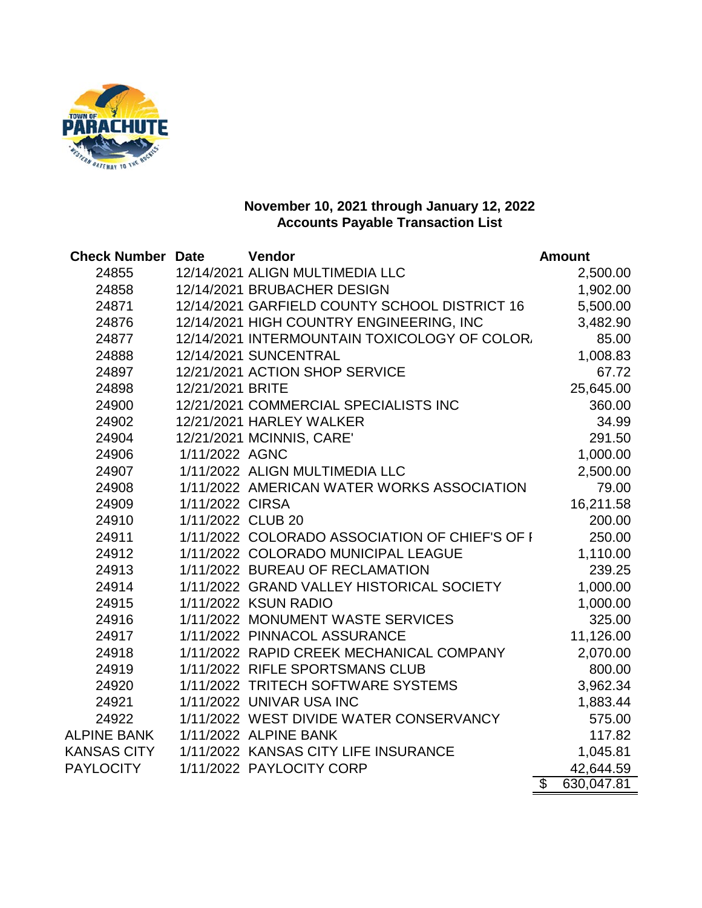**November 10, 2021 through January 12, 2022**
**Accounts Payable Transaction List**

| Check Number | Date | Vendor | Amount |
|---|---|---|---|
| 24855 | 12/14/2021 | ALIGN MULTIMEDIA LLC | 2,500.00 |
| 24858 | 12/14/2021 | BRUBACHER DESIGN | 1,902.00 |
| 24871 | 12/14/2021 | GARFIELD COUNTY SCHOOL DISTRICT 16 | 5,500.00 |
| 24876 | 12/14/2021 | HIGH COUNTRY ENGINEERING, INC | 3,482.90 |
| 24877 | 12/14/2021 | INTERMOUNTAIN TOXICOLOGY OF COLOR/ | 85.00 |
| 24888 | 12/14/2021 | SUNCENTRAL | 1,008.83 |
| 24897 | 12/21/2021 | ACTION SHOP SERVICE | 67.72 |
| 24898 | 12/21/2021 | BRITE | 25,645.00 |
| 24900 | 12/21/2021 | COMMERCIAL SPECIALISTS INC | 360.00 |
| 24902 | 12/21/2021 | HARLEY WALKER | 34.99 |
| 24904 | 12/21/2021 | MCINNIS, CARE' | 291.50 |
| 24906 | 1/11/2022 | AGNC | 1,000.00 |
| 24907 | 1/11/2022 | ALIGN MULTIMEDIA LLC | 2,500.00 |
| 24908 | 1/11/2022 | AMERICAN WATER WORKS ASSOCIATION | 79.00 |
| 24909 | 1/11/2022 | CIRSA | 16,211.58 |
| 24910 | 1/11/2022 | CLUB 20 | 200.00 |
| 24911 | 1/11/2022 | COLORADO ASSOCIATION OF CHIEF'S OF I | 250.00 |
| 24912 | 1/11/2022 | COLORADO MUNICIPAL LEAGUE | 1,110.00 |
| 24913 | 1/11/2022 | BUREAU OF RECLAMATION | 239.25 |
| 24914 | 1/11/2022 | GRAND VALLEY HISTORICAL SOCIETY | 1,000.00 |
| 24915 | 1/11/2022 | KSUN RADIO | 1,000.00 |
| 24916 | 1/11/2022 | MONUMENT WASTE SERVICES | 325.00 |
| 24917 | 1/11/2022 | PINNACOL ASSURANCE | 11,126.00 |
| 24918 | 1/11/2022 | RAPID CREEK MECHANICAL COMPANY | 2,070.00 |
| 24919 | 1/11/2022 | RIFLE SPORTSMANS CLUB | 800.00 |
| 24920 | 1/11/2022 | TRITECH SOFTWARE SYSTEMS | 3,962.34 |
| 24921 | 1/11/2022 | UNIVAR USA INC | 1,883.44 |
| 24922 | 1/11/2022 | WEST DIVIDE WATER CONSERVANCY | 575.00 |
| ALPINE BANK | 1/11/2022 | ALPINE BANK | 117.82 |
| KANSAS CITY | 1/11/2022 | KANSAS CITY LIFE INSURANCE | 1,045.81 |
| PAYLOCITY | 1/11/2022 | PAYLOCITY CORP | 42,644.59 |
| | | | $ 630,047.81 |